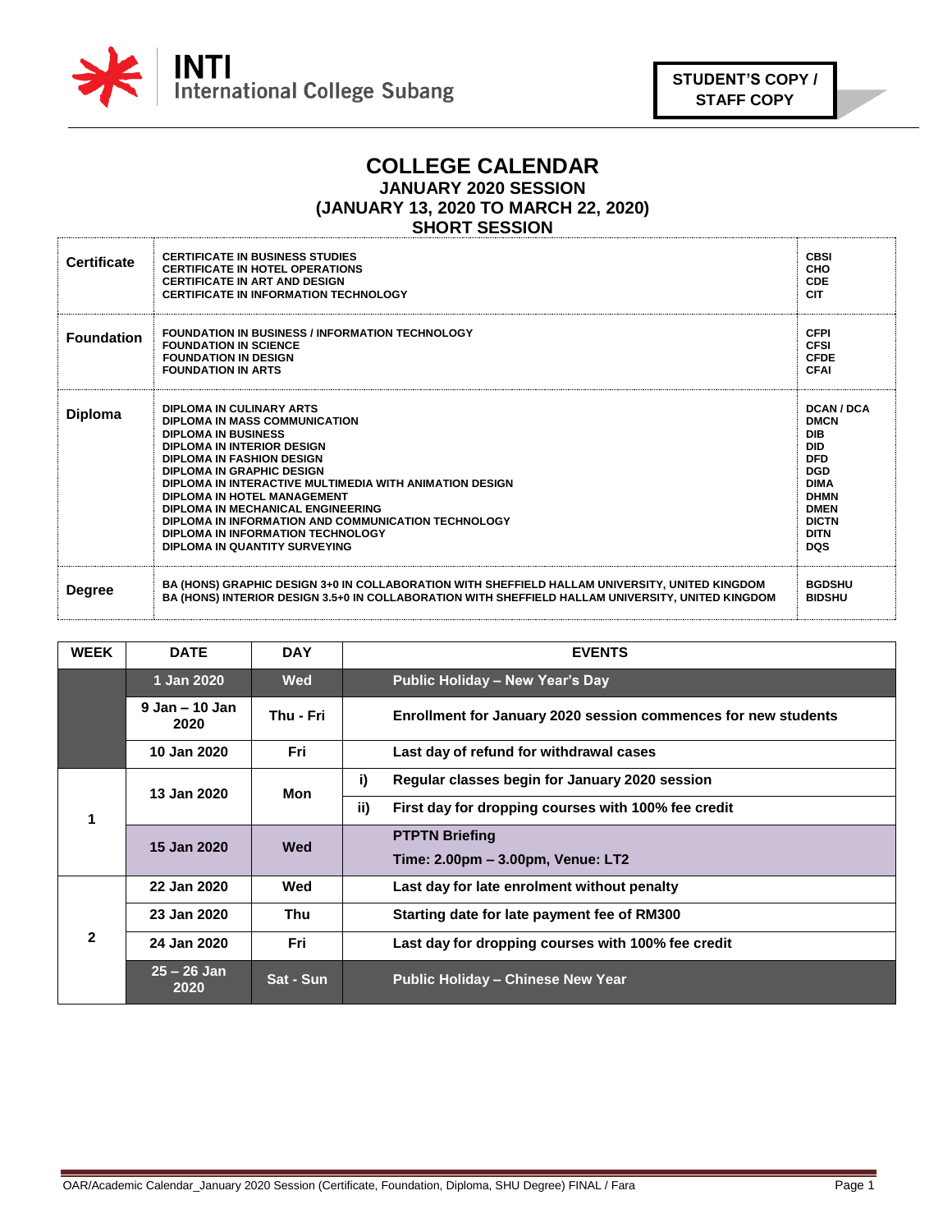INTI International College Subang

**STUDENT'S COPY / STAFF COPY**

# COLLEGE CALENDAR

## JANUARY 2020 SESSION
## (JANUARY 13, 2020 TO MARCH 22, 2020)
## SHORT SESSION

| | | |
|---|---|---|
| **Certificate** | CERTIFICATE IN BUSINESS STUDIES<br>CERTIFICATE IN HOTEL OPERATIONS<br>CERTIFICATE IN ART AND DESIGN<br>CERTIFICATE IN INFORMATION TECHNOLOGY | CBSI<br>CHO<br>CDE<br>CIT |
| **Foundation** | FOUNDATION IN BUSINESS / INFORMATION TECHNOLOGY<br>FOUNDATION IN SCIENCE<br>FOUNDATION IN DESIGN<br>FOUNDATION IN ARTS | CFPI<br>CFSI<br>CFDE<br>CFAI |
| **Diploma** | DIPLOMA IN CULINARY ARTS<br>DIPLOMA IN MASS COMMUNICATION<br>DIPLOMA IN BUSINESS<br>DIPLOMA IN INTERIOR DESIGN<br>DIPLOMA IN FASHION DESIGN<br>DIPLOMA IN GRAPHIC DESIGN<br>DIPLOMA IN INTERACTIVE MULTIMEDIA WITH ANIMATION DESIGN<br>DIPLOMA IN HOTEL MANAGEMENT<br>DIPLOMA IN MECHANICAL ENGINEERING<br>DIPLOMA IN INFORMATION AND COMMUNICATION TECHNOLOGY<br>DIPLOMA IN INFORMATION TECHNOLOGY<br>DIPLOMA IN QUANTITY SURVEYING | DCAN / DCA<br>DMCN<br>DIB<br>DID<br>DFD<br>DGD<br>DIMA<br>DHMN<br>DMEN<br>DICTN<br>DITN<br>DQS |
| **Degree** | BA (HONS) GRAPHIC DESIGN 3+0 IN COLLABORATION WITH SHEFFIELD HALLAM UNIVERSITY, UNITED KINGDOM<br>BA (HONS) INTERIOR DESIGN 3.5+0 IN COLLABORATION WITH SHEFFIELD HALLAM UNIVERSITY, UNITED KINGDOM | BGDSHU<br>BIDSHU |

| WEEK | DATE | DAY | | EVENTS |
|---|---|---|---|---|
| | 1 Jan 2020 | Wed | | Public Holiday – New Year's Day |
| | 9 Jan – 10 Jan 2020 | Thu - Fri | | Enrollment for January 2020 session commences for new students |
| | 10 Jan 2020 | Fri | | Last day of refund for withdrawal cases |
| 1 | 13 Jan 2020 | Mon | i) | Regular classes begin for January 2020 session |
| | | | ii) | First day for dropping courses with 100% fee credit |
| | 15 Jan 2020 | Wed | | PTPTN Briefing<br>Time: 2.00pm – 3.00pm, Venue: LT2 |
| 2 | 22 Jan 2020 | Wed | | Last day for late enrolment without penalty |
| | 23 Jan 2020 | Thu | | Starting date for late payment fee of RM300 |
| | 24 Jan 2020 | Fri | | Last day for dropping courses with 100% fee credit |
| | 25 – 26 Jan 2020 | Sat - Sun | | Public Holiday – Chinese New Year |

OAR/Academic Calendar_January 2020 Session (Certificate, Foundation, Diploma, SHU Degree) FINAL / Fara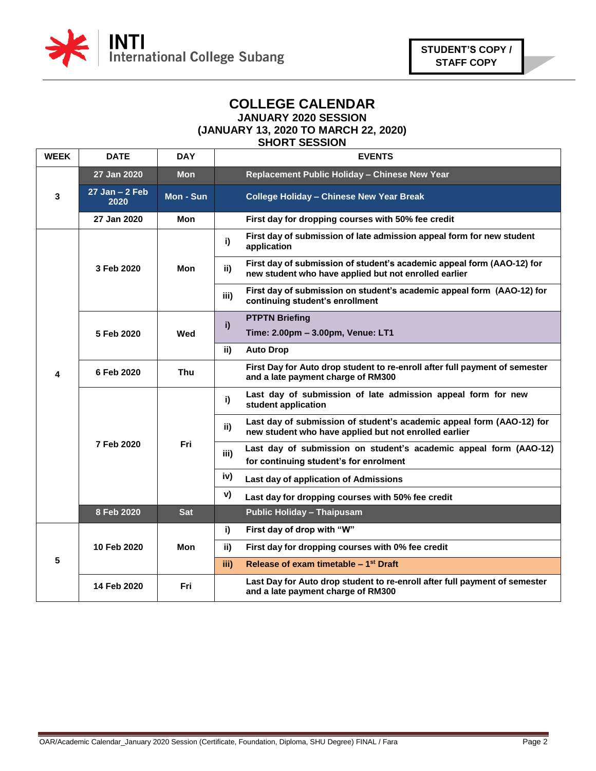STUDENT'S COPY / STAFF COPY

# COLLEGE CALENDAR

## JANUARY 2020 SESSION
## (JANUARY 13, 2020 TO MARCH 22, 2020)
## SHORT SESSION

| WEEK | DATE | DAY | | EVENTS |
|---|---|---|---|---|
| 3 | 27 Jan 2020 | Mon | | Replacement Public Holiday – Chinese New Year |
| | 27 Jan – 2 Feb 2020 | Mon - Sun | | College Holiday – Chinese New Year Break |
| | 27 Jan 2020 | Mon | | First day for dropping courses with 50% fee credit |
| 4 | 3 Feb 2020 | Mon | i) | First day of submission of late admission appeal form for new student application |
| | | | ii) | First day of submission of student's academic appeal form (AAO-12) for new student who have applied but not enrolled earlier |
| | | | iii) | First day of submission on student's academic appeal form (AAO-12) for continuing student's enrollment |
| | 5 Feb 2020 | Wed | i) | PTPTN Briefing<br>Time: 2.00pm – 3.00pm, Venue: LT1 |
| | | | ii) | Auto Drop |
| | 6 Feb 2020 | Thu | | First Day for Auto drop student to re-enroll after full payment of semester and a late payment charge of RM300 |
| | 7 Feb 2020 | Fri | i) | Last day of submission of late admission appeal form for new student application |
| | | | ii) | Last day of submission of student's academic appeal form (AAO-12) for new student who have applied but not enrolled earlier |
| | | | iii) | Last day of submission on student's academic appeal form (AAO-12) for continuing student's for enrolment |
| | | | iv) | Last day of application of Admissions |
| | | | v) | Last day for dropping courses with 50% fee credit |
| | 8 Feb 2020 | Sat | | Public Holiday – Thaipusam |
| 5 | 10 Feb 2020 | Mon | i) | First day of drop with "W" |
| | | | ii) | First day for dropping courses with 0% fee credit |
| | | | iii) | Release of exam timetable – 1st Draft |
| | 14 Feb 2020 | Fri | | Last Day for Auto drop student to re-enroll after full payment of semester and a late payment charge of RM300 |

OAR/Academic Calendar_January 2020 Session (Certificate, Foundation, Diploma, SHU Degree) FINAL / Fara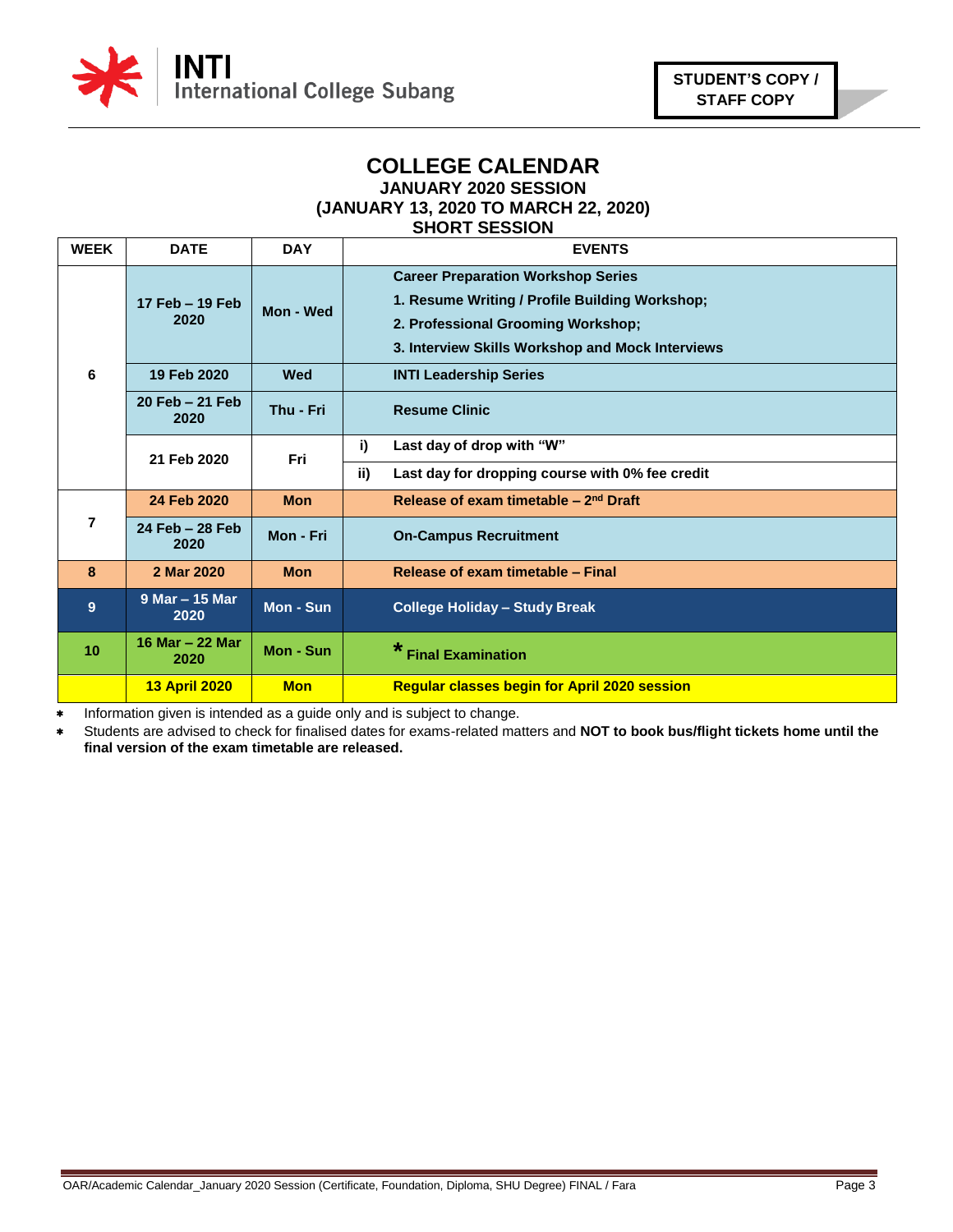INTI International College Subang

STUDENT'S COPY / STAFF COPY

# COLLEGE CALENDAR
## JANUARY 2020 SESSION
## (JANUARY 13, 2020 TO MARCH 22, 2020)
## SHORT SESSION

| WEEK | DATE | DAY | EVENTS |
|---|---|---|---|
| 6 | 17 Feb – 19 Feb 2020 | Mon - Wed | **Career Preparation Workshop Series**<br>1. Resume Writing / Profile Building Workshop;<br>2. Professional Grooming Workshop;<br>3. Interview Skills Workshop and Mock Interviews |
| | 19 Feb 2020 | Wed | INTI Leadership Series |
| | 20 Feb – 21 Feb 2020 | Thu - Fri | Resume Clinic |
| | 21 Feb 2020 | Fri | i) Last day of drop with "W"<br>ii) Last day for dropping course with 0% fee credit |
| 7 | 24 Feb 2020 | Mon | Release of exam timetable – $2^{nd}$ Draft |
| | 24 Feb – 28 Feb 2020 | Mon - Fri | On-Campus Recruitment |
| 8 | 2 Mar 2020 | Mon | Release of exam timetable – Final |
| 9 | 9 Mar – 15 Mar 2020 | Mon - Sun | College Holiday – Study Break |
| 10 | 16 Mar – 22 Mar 2020 | Mon - Sun | * Final Examination |
| | 13 April 2020 | Mon | Regular classes begin for April 2020 session |

* Information given is intended as a guide only and is subject to change.
* Students are advised to check for finalised dates for exams-related matters and **NOT to book bus/flight tickets home until the final version of the exam timetable are released.**

OAR/Academic Calendar_January 2020 Session (Certificate, Foundation, Diploma, SHU Degree) FINAL / Fara